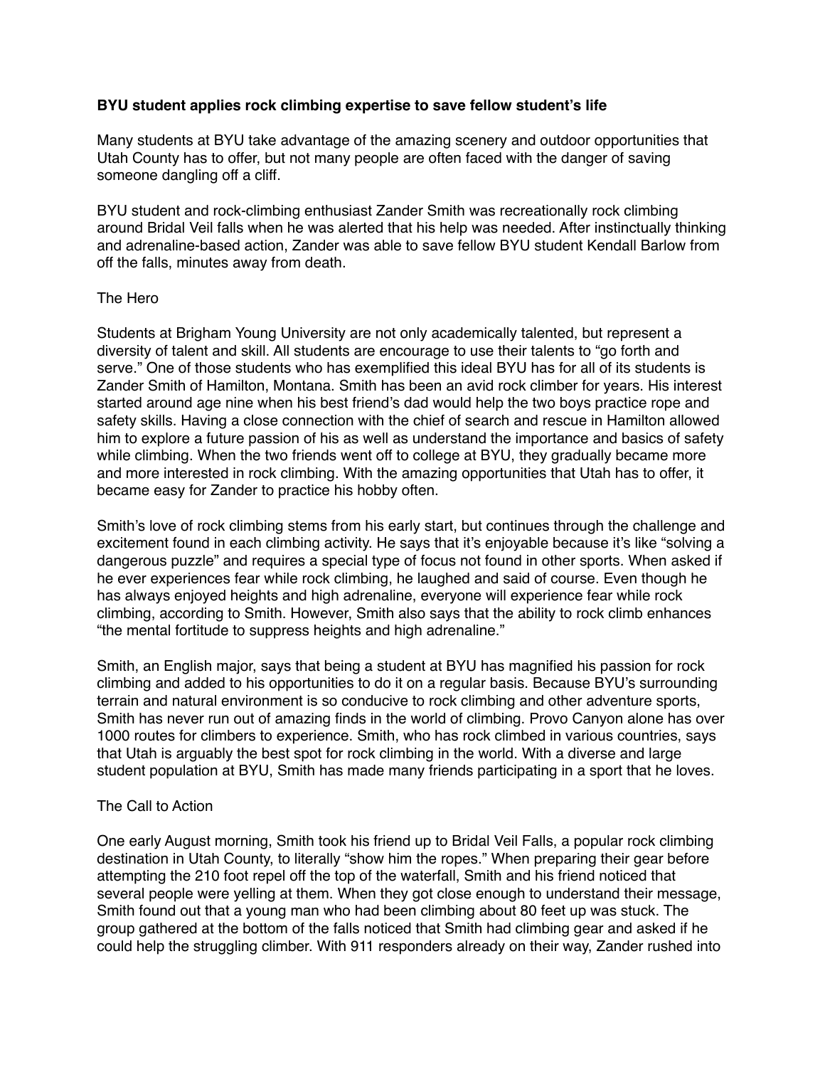**BYU student applies rock climbing expertise to save fellow student's life**

Many students at BYU take advantage of the amazing scenery and outdoor opportunities that Utah County has to offer, but not many people are often faced with the danger of saving someone dangling off a cliff.

BYU student and rock-climbing enthusiast Zander Smith was recreationally rock climbing around Bridal Veil falls when he was alerted that his help was needed. After instinctually thinking and adrenaline-based action, Zander was able to save fellow BYU student Kendall Barlow from off the falls, minutes away from death.

The Hero

Students at Brigham Young University are not only academically talented, but represent a diversity of talent and skill. All students are encourage to use their talents to "go forth and serve." One of those students who has exemplified this ideal BYU has for all of its students is Zander Smith of Hamilton, Montana. Smith has been an avid rock climber for years. His interest started around age nine when his best friend's dad would help the two boys practice rope and safety skills. Having a close connection with the chief of search and rescue in Hamilton allowed him to explore a future passion of his as well as understand the importance and basics of safety while climbing. When the two friends went off to college at BYU, they gradually became more and more interested in rock climbing. With the amazing opportunities that Utah has to offer, it became easy for Zander to practice his hobby often.

Smith's love of rock climbing stems from his early start, but continues through the challenge and excitement found in each climbing activity. He says that it's enjoyable because it's like "solving a dangerous puzzle" and requires a special type of focus not found in other sports. When asked if he ever experiences fear while rock climbing, he laughed and said of course. Even though he has always enjoyed heights and high adrenaline, everyone will experience fear while rock climbing, according to Smith. However, Smith also says that the ability to rock climb enhances "the mental fortitude to suppress heights and high adrenaline."

Smith, an English major, says that being a student at BYU has magnified his passion for rock climbing and added to his opportunities to do it on a regular basis. Because BYU's surrounding terrain and natural environment is so conducive to rock climbing and other adventure sports, Smith has never run out of amazing finds in the world of climbing. Provo Canyon alone has over 1000 routes for climbers to experience. Smith, who has rock climbed in various countries, says that Utah is arguably the best spot for rock climbing in the world. With a diverse and large student population at BYU, Smith has made many friends participating in a sport that he loves.

The Call to Action

One early August morning, Smith took his friend up to Bridal Veil Falls, a popular rock climbing destination in Utah County, to literally "show him the ropes." When preparing their gear before attempting the 210 foot repel off the top of the waterfall, Smith and his friend noticed that several people were yelling at them. When they got close enough to understand their message, Smith found out that a young man who had been climbing about 80 feet up was stuck. The group gathered at the bottom of the falls noticed that Smith had climbing gear and asked if he could help the struggling climber. With 911 responders already on their way, Zander rushed into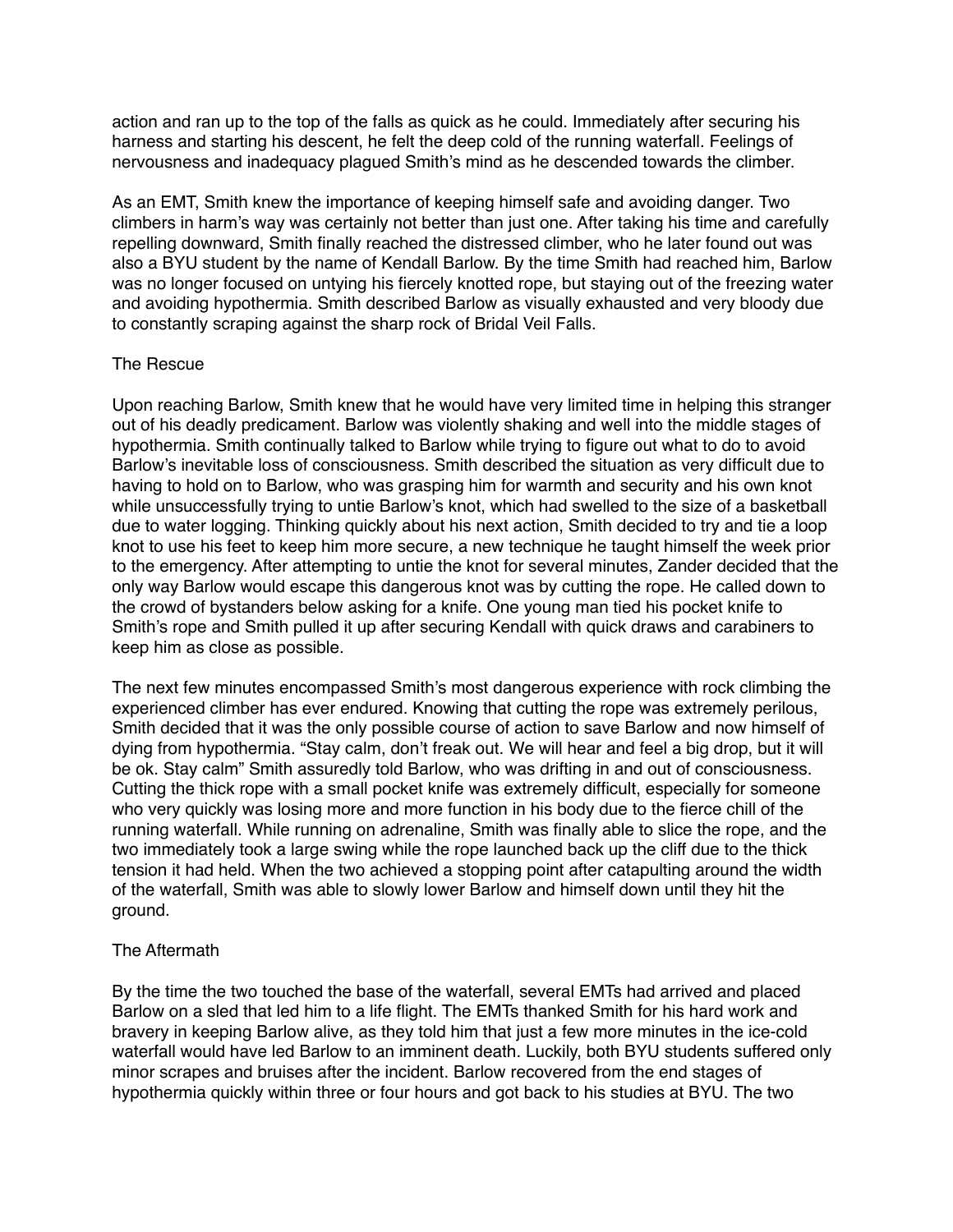action and ran up to the top of the falls as quick as he could. Immediately after securing his harness and starting his descent, he felt the deep cold of the running waterfall. Feelings of nervousness and inadequacy plagued Smith's mind as he descended towards the climber.

As an EMT, Smith knew the importance of keeping himself safe and avoiding danger. Two climbers in harm's way was certainly not better than just one. After taking his time and carefully repelling downward, Smith finally reached the distressed climber, who he later found out was also a BYU student by the name of Kendall Barlow. By the time Smith had reached him, Barlow was no longer focused on untying his fiercely knotted rope, but staying out of the freezing water and avoiding hypothermia. Smith described Barlow as visually exhausted and very bloody due to constantly scraping against the sharp rock of Bridal Veil Falls.

## The Rescue

Upon reaching Barlow, Smith knew that he would have very limited time in helping this stranger out of his deadly predicament. Barlow was violently shaking and well into the middle stages of hypothermia. Smith continually talked to Barlow while trying to figure out what to do to avoid Barlow's inevitable loss of consciousness. Smith described the situation as very difficult due to having to hold on to Barlow, who was grasping him for warmth and security and his own knot while unsuccessfully trying to untie Barlow's knot, which had swelled to the size of a basketball due to water logging. Thinking quickly about his next action, Smith decided to try and tie a loop knot to use his feet to keep him more secure, a new technique he taught himself the week prior to the emergency. After attempting to untie the knot for several minutes, Zander decided that the only way Barlow would escape this dangerous knot was by cutting the rope. He called down to the crowd of bystanders below asking for a knife. One young man tied his pocket knife to Smith's rope and Smith pulled it up after securing Kendall with quick draws and carabiners to keep him as close as possible.

The next few minutes encompassed Smith's most dangerous experience with rock climbing the experienced climber has ever endured. Knowing that cutting the rope was extremely perilous, Smith decided that it was the only possible course of action to save Barlow and now himself of dying from hypothermia. "Stay calm, don't freak out. We will hear and feel a big drop, but it will be ok. Stay calm" Smith assuredly told Barlow, who was drifting in and out of consciousness. Cutting the thick rope with a small pocket knife was extremely difficult, especially for someone who very quickly was losing more and more function in his body due to the fierce chill of the running waterfall. While running on adrenaline, Smith was finally able to slice the rope, and the two immediately took a large swing while the rope launched back up the cliff due to the thick tension it had held. When the two achieved a stopping point after catapulting around the width of the waterfall, Smith was able to slowly lower Barlow and himself down until they hit the ground.

## The Aftermath

By the time the two touched the base of the waterfall, several EMTs had arrived and placed Barlow on a sled that led him to a life flight. The EMTs thanked Smith for his hard work and bravery in keeping Barlow alive, as they told him that just a few more minutes in the ice-cold waterfall would have led Barlow to an imminent death. Luckily, both BYU students suffered only minor scrapes and bruises after the incident. Barlow recovered from the end stages of hypothermia quickly within three or four hours and got back to his studies at BYU. The two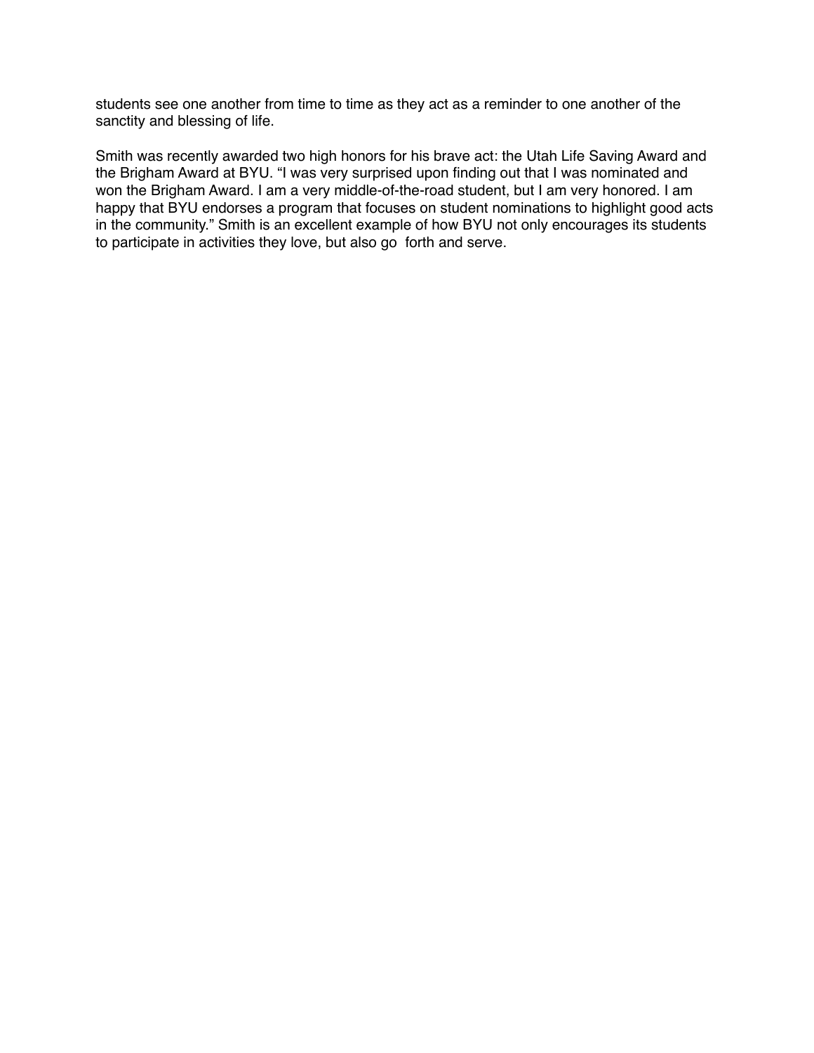students see one another from time to time as they act as a reminder to one another of the sanctity and blessing of life.

Smith was recently awarded two high honors for his brave act: the Utah Life Saving Award and the Brigham Award at BYU. "I was very surprised upon finding out that I was nominated and won the Brigham Award. I am a very middle-of-the-road student, but I am very honored. I am happy that BYU endorses a program that focuses on student nominations to highlight good acts in the community." Smith is an excellent example of how BYU not only encourages its students to participate in activities they love, but also go  forth and serve.